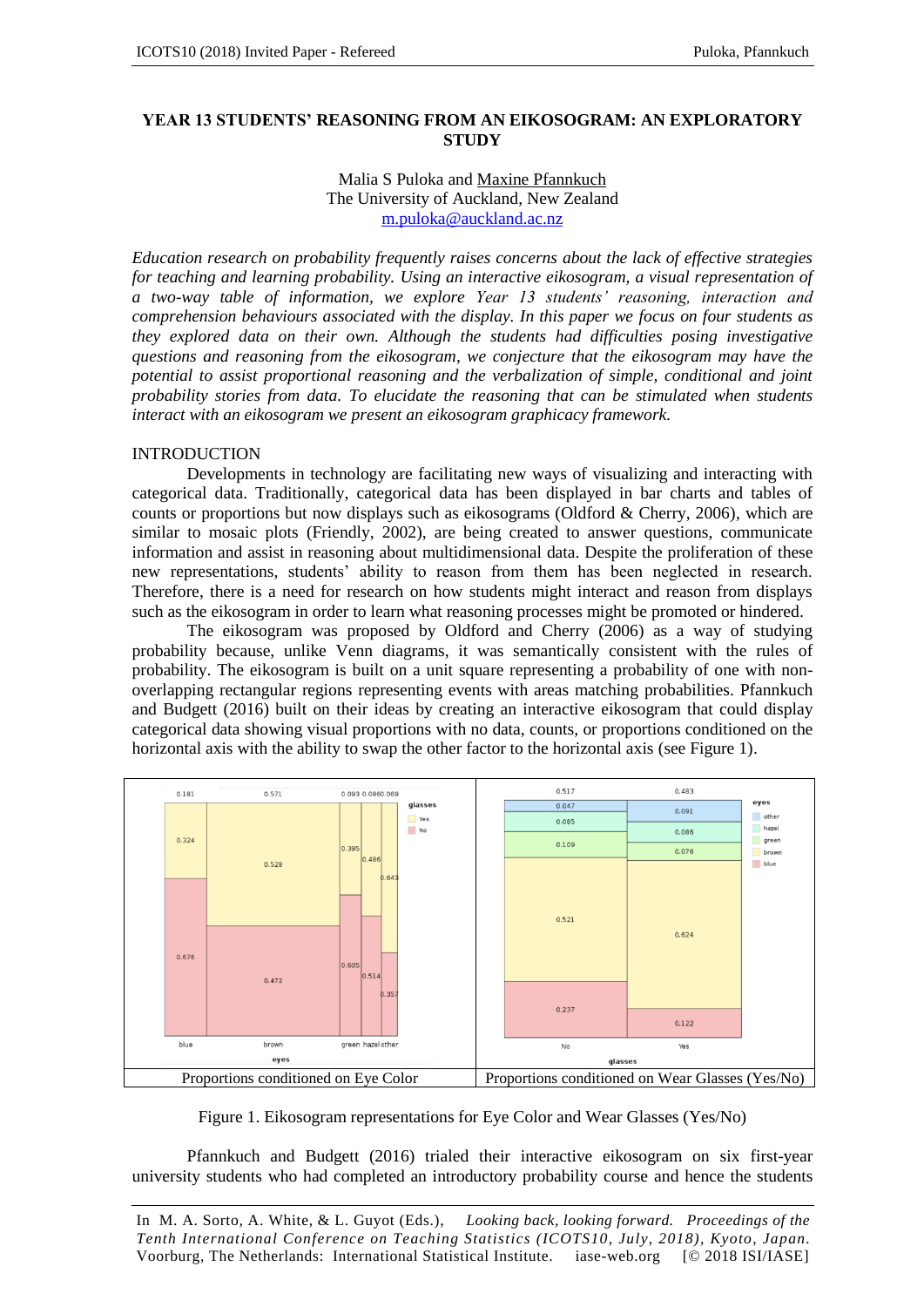# YEAR 13 STUDENTS' REASONING FROM AN EIKOSOGRAM: AN EXPLORATORY STUDY

Malia S Puloka and Maxine Pfannkuch
The University of Auckland, New Zealand
m.puloka@auckland.ac.nz

*Education research on probability frequently raises concerns about the lack of effective strategies for teaching and learning probability. Using an interactive eikosogram, a visual representation of a two-way table of information, we explore Year 13 students' reasoning, interaction and comprehension behaviours associated with the display. In this paper we focus on four students as they explored data on their own. Although the students had difficulties posing investigative questions and reasoning from the eikosogram, we conjecture that the eikosogram may have the potential to assist proportional reasoning and the verbalization of simple, conditional and joint probability stories from data. To elucidate the reasoning that can be stimulated when students interact with an eikosogram we present an eikosogram graphicacy framework.*

## INTRODUCTION

Developments in technology are facilitating new ways of visualizing and interacting with categorical data. Traditionally, categorical data has been displayed in bar charts and tables of counts or proportions but now displays such as eikosograms (Oldford & Cherry, 2006), which are similar to mosaic plots (Friendly, 2002), are being created to answer questions, communicate information and assist in reasoning about multidimensional data. Despite the proliferation of these new representations, students' ability to reason from them has been neglected in research. Therefore, there is a need for research on how students might interact and reason from displays such as the eikosogram in order to learn what reasoning processes might be promoted or hindered.

The eikosogram was proposed by Oldford and Cherry (2006) as a way of studying probability because, unlike Venn diagrams, it was semantically consistent with the rules of probability. The eikosogram is built on a unit square representing a probability of one with non-overlapping rectangular regions representing events with areas matching probabilities. Pfannkuch and Budgett (2016) built on their ideas by creating an interactive eikosogram that could display categorical data showing visual proportions with no data, counts, or proportions conditioned on the horizontal axis with the ability to swap the other factor to the horizontal axis (see Figure 1).

| Proportions conditioned on Eye Color | Proportions conditioned on Wear Glasses (Yes/No) |
| --- | --- |

Figure 1. Eikosogram representations for Eye Color and Wear Glasses (Yes/No)

Pfannkuch and Budgett (2016) trialed their interactive eikosogram on six first-year university students who had completed an introductory probability course and hence the students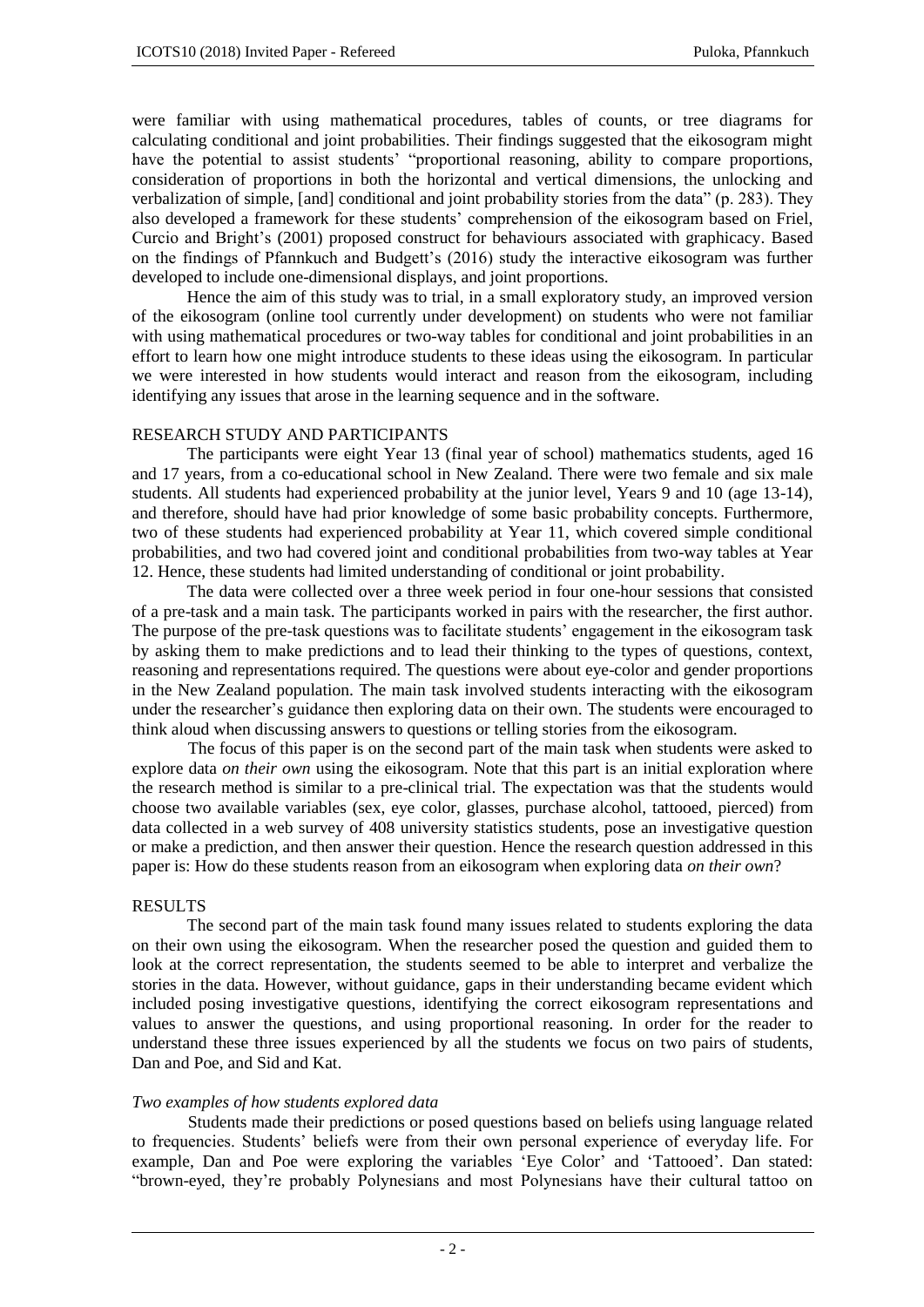were familiar with using mathematical procedures, tables of counts, or tree diagrams for calculating conditional and joint probabilities. Their findings suggested that the eikosogram might have the potential to assist students' "proportional reasoning, ability to compare proportions, consideration of proportions in both the horizontal and vertical dimensions, the unlocking and verbalization of simple, [and] conditional and joint probability stories from the data" (p. 283). They also developed a framework for these students' comprehension of the eikosogram based on Friel, Curcio and Bright's (2001) proposed construct for behaviours associated with graphicacy. Based on the findings of Pfannkuch and Budgett's (2016) study the interactive eikosogram was further developed to include one-dimensional displays, and joint proportions.

Hence the aim of this study was to trial, in a small exploratory study, an improved version of the eikosogram (online tool currently under development) on students who were not familiar with using mathematical procedures or two-way tables for conditional and joint probabilities in an effort to learn how one might introduce students to these ideas using the eikosogram. In particular we were interested in how students would interact and reason from the eikosogram, including identifying any issues that arose in the learning sequence and in the software.

## RESEARCH STUDY AND PARTICIPANTS

The participants were eight Year 13 (final year of school) mathematics students, aged 16 and 17 years, from a co-educational school in New Zealand. There were two female and six male students. All students had experienced probability at the junior level, Years 9 and 10 (age 13-14), and therefore, should have had prior knowledge of some basic probability concepts. Furthermore, two of these students had experienced probability at Year 11, which covered simple conditional probabilities, and two had covered joint and conditional probabilities from two-way tables at Year 12. Hence, these students had limited understanding of conditional or joint probability.

The data were collected over a three week period in four one-hour sessions that consisted of a pre-task and a main task. The participants worked in pairs with the researcher, the first author. The purpose of the pre-task questions was to facilitate students' engagement in the eikosogram task by asking them to make predictions and to lead their thinking to the types of questions, context, reasoning and representations required. The questions were about eye-color and gender proportions in the New Zealand population. The main task involved students interacting with the eikosogram under the researcher's guidance then exploring data on their own. The students were encouraged to think aloud when discussing answers to questions or telling stories from the eikosogram.

The focus of this paper is on the second part of the main task when students were asked to explore data *on their own* using the eikosogram. Note that this part is an initial exploration where the research method is similar to a pre-clinical trial. The expectation was that the students would choose two available variables (sex, eye color, glasses, purchase alcohol, tattooed, pierced) from data collected in a web survey of 408 university statistics students, pose an investigative question or make a prediction, and then answer their question. Hence the research question addressed in this paper is: How do these students reason from an eikosogram when exploring data *on their own*?

## RESULTS

The second part of the main task found many issues related to students exploring the data on their own using the eikosogram. When the researcher posed the question and guided them to look at the correct representation, the students seemed to be able to interpret and verbalize the stories in the data. However, without guidance, gaps in their understanding became evident which included posing investigative questions, identifying the correct eikosogram representations and values to answer the questions, and using proportional reasoning. In order for the reader to understand these three issues experienced by all the students we focus on two pairs of students, Dan and Poe, and Sid and Kat.

### *Two examples of how students explored data*

Students made their predictions or posed questions based on beliefs using language related to frequencies. Students' beliefs were from their own personal experience of everyday life. For example, Dan and Poe were exploring the variables 'Eye Color' and 'Tattooed'. Dan stated: "brown-eyed, they're probably Polynesians and most Polynesians have their cultural tattoo on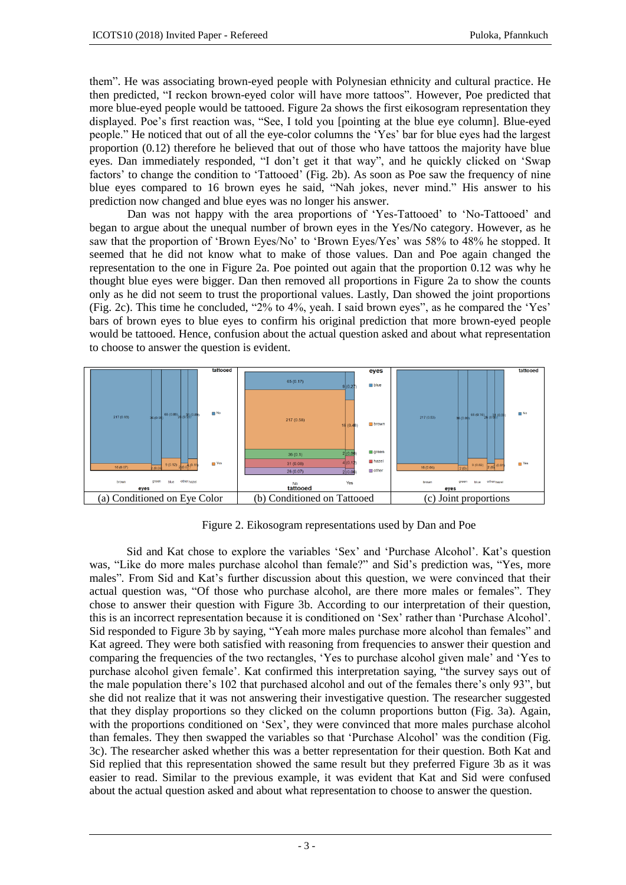them". He was associating brown-eyed people with Polynesian ethnicity and cultural practice. He then predicted, "I reckon brown-eyed color will have more tattoos". However, Poe predicted that more blue-eyed people would be tattooed. Figure 2a shows the first eikosogram representation they displayed. Poe's first reaction was, "See, I told you [pointing at the blue eye column]. Blue-eyed people." He noticed that out of all the eye-color columns the 'Yes' bar for blue eyes had the largest proportion (0.12) therefore he believed that out of those who have tattoos the majority have blue eyes. Dan immediately responded, "I don't get it that way", and he quickly clicked on 'Swap factors' to change the condition to 'Tattooed' (Fig. 2b). As soon as Poe saw the frequency of nine blue eyes compared to 16 brown eyes he said, "Nah jokes, never mind." His answer to his prediction now changed and blue eyes was no longer his answer.

Dan was not happy with the area proportions of 'Yes-Tattooed' to 'No-Tattooed' and began to argue about the unequal number of brown eyes in the Yes/No category. However, as he saw that the proportion of 'Brown Eyes/No' to 'Brown Eyes/Yes' was 58% to 48% he stopped. It seemed that he did not know what to make of those values. Dan and Poe again changed the representation to the one in Figure 2a. Poe pointed out again that the proportion 0.12 was why he thought blue eyes were bigger. Dan then removed all proportions in Figure 2a to show the counts only as he did not seem to trust the proportional values. Lastly, Dan showed the joint proportions (Fig. 2c). This time he concluded, "2% to 4%, yeah. I said brown eyes", as he compared the 'Yes' bars of brown eyes to blue eyes to confirm his original prediction that more brown-eyed people would be tattooed. Hence, confusion about the actual question asked and about what representation to choose to answer the question is evident.

| (a) Conditioned on Eye Color | (b) Conditioned on Tattooed | (c) Joint proportions |
|---|---|---|

Figure 2. Eikosogram representations used by Dan and Poe

Sid and Kat chose to explore the variables 'Sex' and 'Purchase Alcohol'. Kat's question was, "Like do more males purchase alcohol than female?" and Sid's prediction was, "Yes, more males". From Sid and Kat's further discussion about this question, we were convinced that their actual question was, "Of those who purchase alcohol, are there more males or females". They chose to answer their question with Figure 3b. According to our interpretation of their question, this is an incorrect representation because it is conditioned on 'Sex' rather than 'Purchase Alcohol'. Sid responded to Figure 3b by saying, "Yeah more males purchase more alcohol than females" and Kat agreed. They were both satisfied with reasoning from frequencies to answer their question and comparing the frequencies of the two rectangles, 'Yes to purchase alcohol given male' and 'Yes to purchase alcohol given female'. Kat confirmed this interpretation saying, "the survey says out of the male population there's 102 that purchased alcohol and out of the females there's only 93", but she did not realize that it was not answering their investigative question. The researcher suggested that they display proportions so they clicked on the column proportions button (Fig. 3a). Again, with the proportions conditioned on 'Sex', they were convinced that more males purchase alcohol than females. They then swapped the variables so that 'Purchase Alcohol' was the condition (Fig. 3c). The researcher asked whether this was a better representation for their question. Both Kat and Sid replied that this representation showed the same result but they preferred Figure 3b as it was easier to read. Similar to the previous example, it was evident that Kat and Sid were confused about the actual question asked and about what representation to choose to answer the question.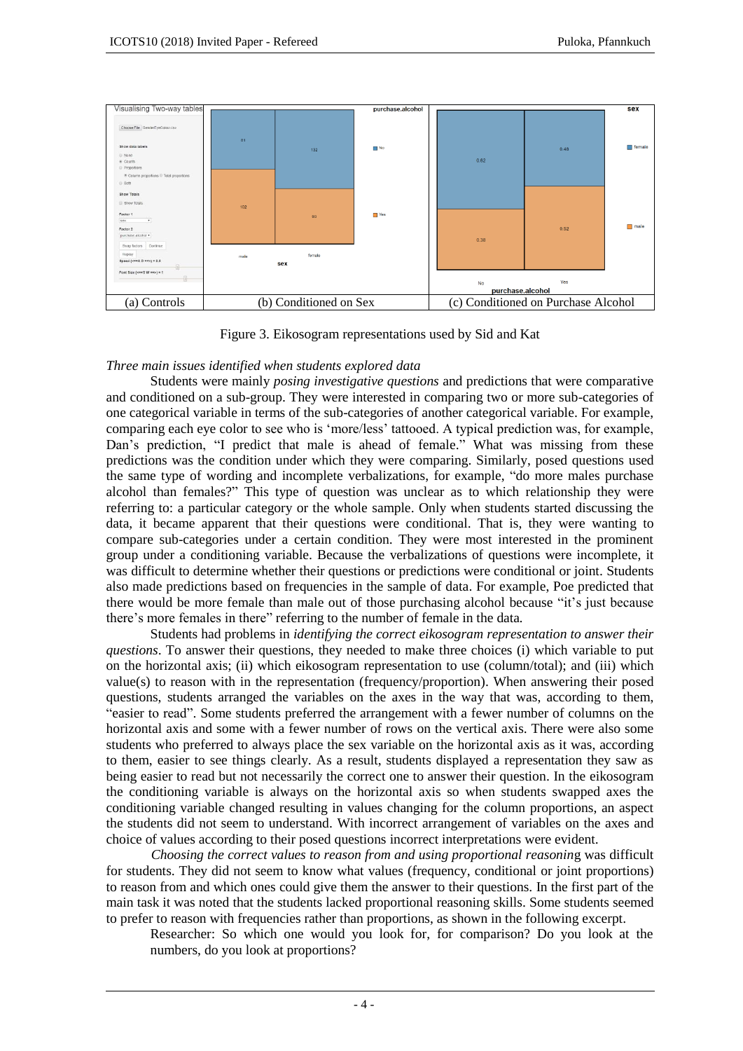| (a) Controls | (b) Conditioned on Sex | (c) Conditioned on Purchase Alcohol |
|---|---|---|

Figure 3. Eikosogram representations used by Sid and Kat

*Three main issues identified when students explored data*

Students were mainly *posing investigative questions* and predictions that were comparative and conditioned on a sub-group. They were interested in comparing two or more sub-categories of one categorical variable in terms of the sub-categories of another categorical variable. For example, comparing each eye color to see who is 'more/less' tattooed. A typical prediction was, for example, Dan's prediction, "I predict that male is ahead of female." What was missing from these predictions was the condition under which they were comparing. Similarly, posed questions used the same type of wording and incomplete verbalizations, for example, "do more males purchase alcohol than females?" This type of question was unclear as to which relationship they were referring to: a particular category or the whole sample. Only when students started discussing the data, it became apparent that their questions were conditional. That is, they were wanting to compare sub-categories under a certain condition. They were most interested in the prominent group under a conditioning variable. Because the verbalizations of questions were incomplete, it was difficult to determine whether their questions or predictions were conditional or joint. Students also made predictions based on frequencies in the sample of data. For example, Poe predicted that there would be more female than male out of those purchasing alcohol because "it's just because there's more females in there" referring to the number of female in the data.

Students had problems in *identifying the correct eikosogram representation to answer their questions*. To answer their questions, they needed to make three choices (i) which variable to put on the horizontal axis; (ii) which eikosogram representation to use (column/total); and (iii) which value(s) to reason with in the representation (frequency/proportion). When answering their posed questions, students arranged the variables on the axes in the way that was, according to them, "easier to read". Some students preferred the arrangement with a fewer number of columns on the horizontal axis and some with a fewer number of rows on the vertical axis. There were also some students who preferred to always place the sex variable on the horizontal axis as it was, according to them, easier to see things clearly. As a result, students displayed a representation they saw as being easier to read but not necessarily the correct one to answer their question. In the eikosogram the conditioning variable is always on the horizontal axis so when students swapped axes the conditioning variable changed resulting in values changing for the column proportions, an aspect the students did not seem to understand. With incorrect arrangement of variables on the axes and choice of values according to their posed questions incorrect interpretations were evident.

*Choosing the correct values to reason from and using proportional reasonin*g was difficult for students. They did not seem to know what values (frequency, conditional or joint proportions) to reason from and which ones could give them the answer to their questions. In the first part of the main task it was noted that the students lacked proportional reasoning skills. Some students seemed to prefer to reason with frequencies rather than proportions, as shown in the following excerpt.

> Researcher: So which one would you look for, for comparison? Do you look at the numbers, do you look at proportions?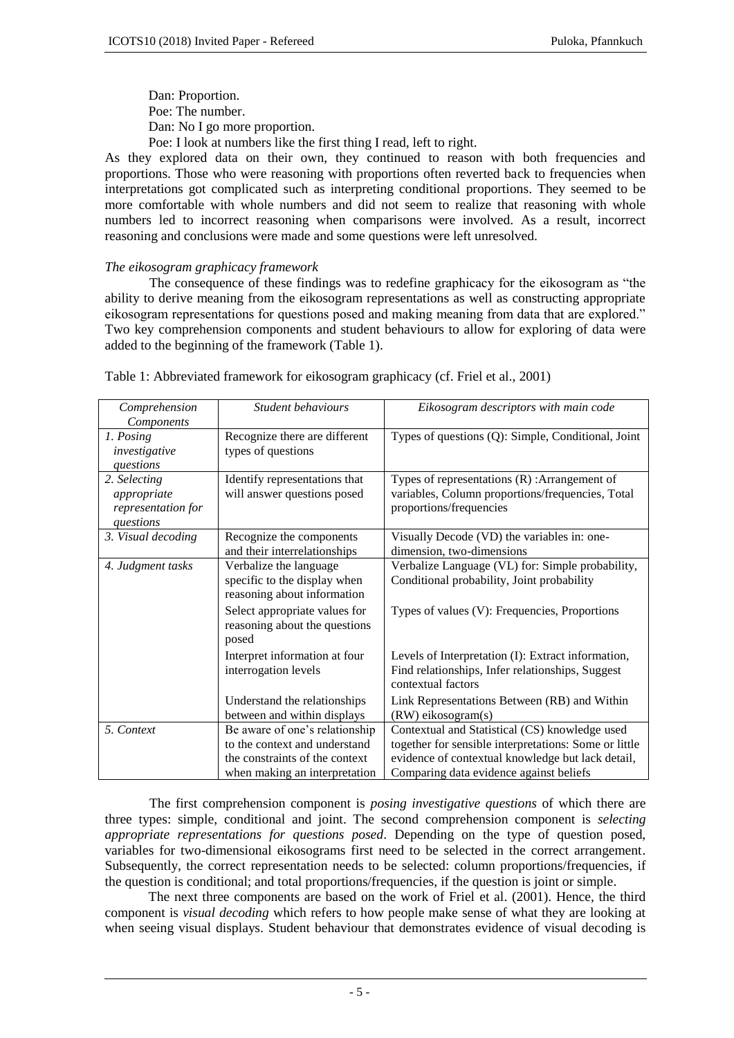Dan: Proportion.
Poe: The number.
Dan: No I go more proportion.
Poe: I look at numbers like the first thing I read, left to right.

As they explored data on their own, they continued to reason with both frequencies and proportions. Those who were reasoning with proportions often reverted back to frequencies when interpretations got complicated such as interpreting conditional proportions. They seemed to be more comfortable with whole numbers and did not seem to realize that reasoning with whole numbers led to incorrect reasoning when comparisons were involved. As a result, incorrect reasoning and conclusions were made and some questions were left unresolved.

*The eikosogram graphicacy framework*

The consequence of these findings was to redefine graphicacy for the eikosogram as "the ability to derive meaning from the eikosogram representations as well as constructing appropriate eikosogram representations for questions posed and making meaning from data that are explored." Two key comprehension components and student behaviours to allow for exploring of data were added to the beginning of the framework (Table 1).

Table 1: Abbreviated framework for eikosogram graphicacy (cf. Friel et al., 2001)

| *Comprehension Components* | *Student behaviours* | *Eikosogram descriptors with main code* |
|---|---|---|
| *1. Posing investigative questions* | Recognize there are different types of questions | Types of questions (Q): Simple, Conditional, Joint |
| *2. Selecting appropriate representation for questions* | Identify representations that will answer questions posed | Types of representations (R) :Arrangement of variables, Column proportions/frequencies, Total proportions/frequencies |
| *3. Visual decoding* | Recognize the components and their interrelationships | Visually Decode (VD) the variables in: one-dimension, two-dimensions |
| *4. Judgment tasks* | Verbalize the language specific to the display when reasoning about information | Verbalize Language (VL) for: Simple probability, Conditional probability, Joint probability |
| | Select appropriate values for reasoning about the questions posed | Types of values (V): Frequencies, Proportions |
| | Interpret information at four interrogation levels | Levels of Interpretation (I): Extract information, Find relationships, Infer relationships, Suggest contextual factors |
| | Understand the relationships between and within displays | Link Representations Between (RB) and Within (RW) eikosogram(s) |
| *5. Context* | Be aware of one's relationship to the context and understand the constraints of the context when making an interpretation | Contextual and Statistical (CS) knowledge used together for sensible interpretations: Some or little evidence of contextual knowledge but lack detail, Comparing data evidence against beliefs |

The first comprehension component is *posing investigative questions* of which there are three types: simple, conditional and joint. The second comprehension component is *selecting appropriate representations for questions posed*. Depending on the type of question posed, variables for two-dimensional eikosograms first need to be selected in the correct arrangement. Subsequently, the correct representation needs to be selected: column proportions/frequencies, if the question is conditional; and total proportions/frequencies, if the question is joint or simple.

The next three components are based on the work of Friel et al. (2001). Hence, the third component is *visual decoding* which refers to how people make sense of what they are looking at when seeing visual displays. Student behaviour that demonstrates evidence of visual decoding is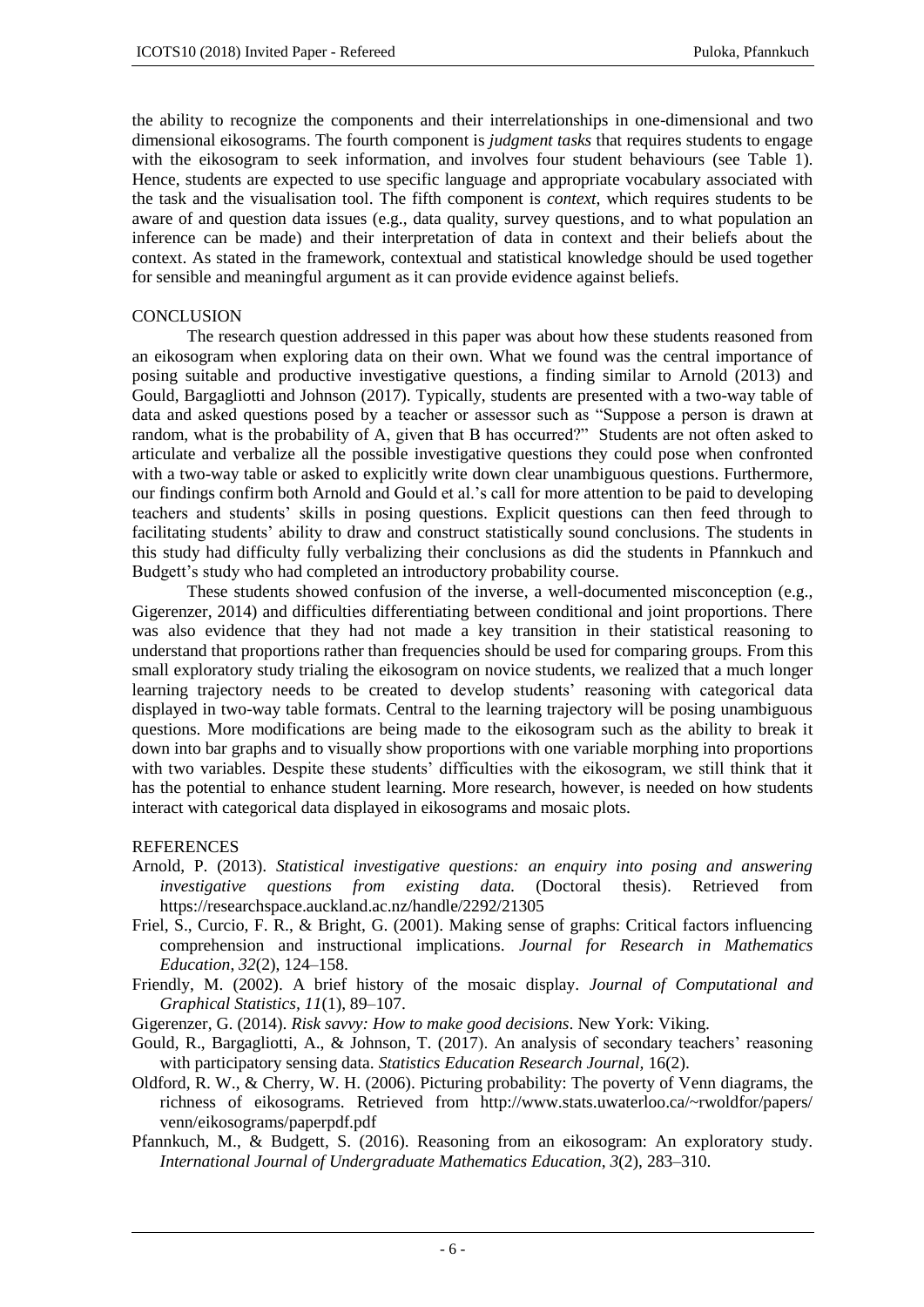the ability to recognize the components and their interrelationships in one-dimensional and two dimensional eikosograms. The fourth component is *judgment tasks* that requires students to engage with the eikosogram to seek information, and involves four student behaviours (see Table 1). Hence, students are expected to use specific language and appropriate vocabulary associated with the task and the visualisation tool. The fifth component is *context*, which requires students to be aware of and question data issues (e.g., data quality, survey questions, and to what population an inference can be made) and their interpretation of data in context and their beliefs about the context. As stated in the framework, contextual and statistical knowledge should be used together for sensible and meaningful argument as it can provide evidence against beliefs.

## CONCLUSION

The research question addressed in this paper was about how these students reasoned from an eikosogram when exploring data on their own. What we found was the central importance of posing suitable and productive investigative questions, a finding similar to Arnold (2013) and Gould, Bargagliotti and Johnson (2017). Typically, students are presented with a two-way table of data and asked questions posed by a teacher or assessor such as "Suppose a person is drawn at random, what is the probability of A, given that B has occurred?" Students are not often asked to articulate and verbalize all the possible investigative questions they could pose when confronted with a two-way table or asked to explicitly write down clear unambiguous questions. Furthermore, our findings confirm both Arnold and Gould et al.'s call for more attention to be paid to developing teachers and students' skills in posing questions. Explicit questions can then feed through to facilitating students' ability to draw and construct statistically sound conclusions. The students in this study had difficulty fully verbalizing their conclusions as did the students in Pfannkuch and Budgett's study who had completed an introductory probability course.

These students showed confusion of the inverse, a well-documented misconception (e.g., Gigerenzer, 2014) and difficulties differentiating between conditional and joint proportions. There was also evidence that they had not made a key transition in their statistical reasoning to understand that proportions rather than frequencies should be used for comparing groups. From this small exploratory study trialing the eikosogram on novice students, we realized that a much longer learning trajectory needs to be created to develop students' reasoning with categorical data displayed in two-way table formats. Central to the learning trajectory will be posing unambiguous questions. More modifications are being made to the eikosogram such as the ability to break it down into bar graphs and to visually show proportions with one variable morphing into proportions with two variables. Despite these students' difficulties with the eikosogram, we still think that it has the potential to enhance student learning. More research, however, is needed on how students interact with categorical data displayed in eikosograms and mosaic plots.

## REFERENCES

Arnold, P. (2013). *Statistical investigative questions: an enquiry into posing and answering investigative questions from existing data.* (Doctoral thesis). Retrieved from https://researchspace.auckland.ac.nz/handle/2292/21305

Friel, S., Curcio, F. R., & Bright, G. (2001). Making sense of graphs: Critical factors influencing comprehension and instructional implications. *Journal for Research in Mathematics Education*, *32*(2), 124–158.

Friendly, M. (2002). A brief history of the mosaic display. *Journal of Computational and Graphical Statistics*, *11*(1), 89–107.

Gigerenzer, G. (2014). *Risk savvy: How to make good decisions*. New York: Viking.

Gould, R., Bargagliotti, A., & Johnson, T. (2017). An analysis of secondary teachers' reasoning with participatory sensing data. *Statistics Education Research Journal,* 16(2).

Oldford, R. W., & Cherry, W. H. (2006). Picturing probability: The poverty of Venn diagrams, the richness of eikosograms. Retrieved from http://www.stats.uwaterloo.ca/~rwoldfor/papers/venn/eikosograms/paperpdf.pdf

Pfannkuch, M., & Budgett, S. (2016). Reasoning from an eikosogram: An exploratory study. *International Journal of Undergraduate Mathematics Education*, *3*(2), 283–310.